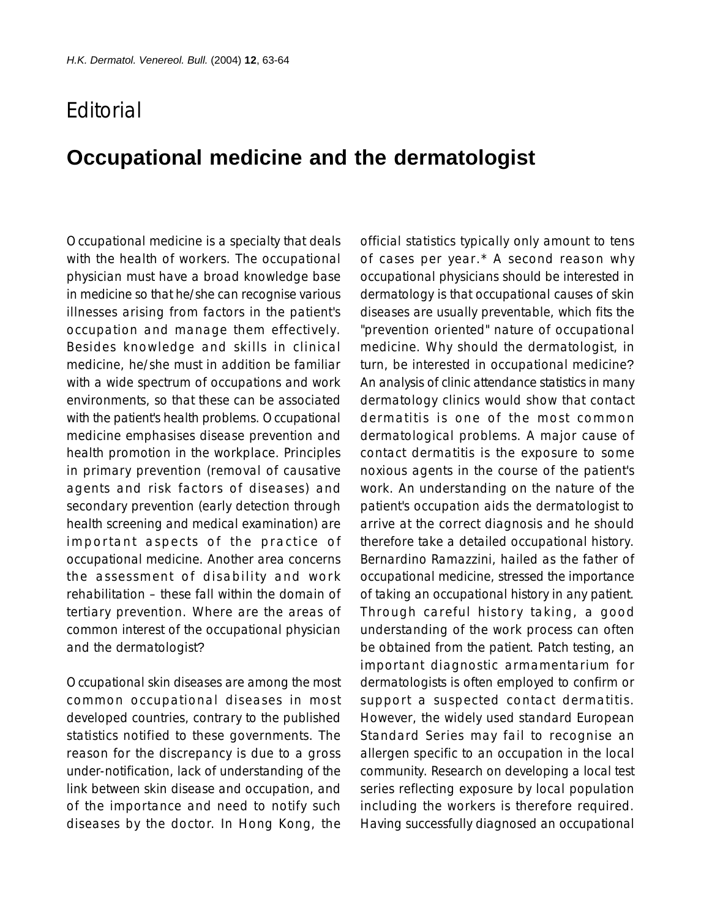Editorial

# Occupational medicine and the dermatologist

Occupational medicine is a specialty that deals with the health of workers. The occupational physician must have a broad knowledge base in medicine so that he/she can recognise various illnesses arising from factors in the patient's occupation and manage them effectively. Besides knowledge and skills in clinical medicine, he/she must in addition be familiar with a wide spectrum of occupations and work environments, so that these can be associated with the patient's health problems. Occupational medicine emphasises disease prevention and health promotion in the workplace. Principles in primary prevention (removal of causative agents and risk factors of diseases) and secondary prevention (early detection through health screening and medical examination) are important aspects of the practice of occupational medicine. Another area concerns the assessment of disability and work rehabilitation – these fall within the domain of tertiary prevention. Where are the areas of common interest of the occupational physician and the dermatologist?

Occupational skin diseases are among the most common occupational diseases in most developed countries, contrary to the published statistics notified to these governments. The reason for the discrepancy is due to a gross under-notification, lack of understanding of the link between skin disease and occupation, and of the importance and need to notify such diseases by the doctor. In Hong Kong, the official statistics typically only amount to tens of cases per year.* A second reason why occupational physicians should be interested in dermatology is that occupational causes of skin diseases are usually preventable, which fits the "prevention oriented" nature of occupational medicine. Why should the dermatologist, in turn, be interested in occupational medicine? An analysis of clinic attendance statistics in many dermatology clinics would show that contact dermatitis is one of the most common dermatological problems. A major cause of contact dermatitis is the exposure to some noxious agents in the course of the patient's work. An understanding on the nature of the patient's occupation aids the dermatologist to arrive at the correct diagnosis and he should therefore take a detailed occupational history. Bernardino Ramazzini, hailed as the father of occupational medicine, stressed the importance of taking an occupational history in any patient. Through careful history taking, a good understanding of the work process can often be obtained from the patient. Patch testing, an important diagnostic armamentarium for dermatologists is often employed to confirm or support a suspected contact dermatitis. However, the widely used standard European Standard Series may fail to recognise an allergen specific to an occupation in the local community. Research on developing a local test series reflecting exposure by local population including the workers is therefore required. Having successfully diagnosed an occupational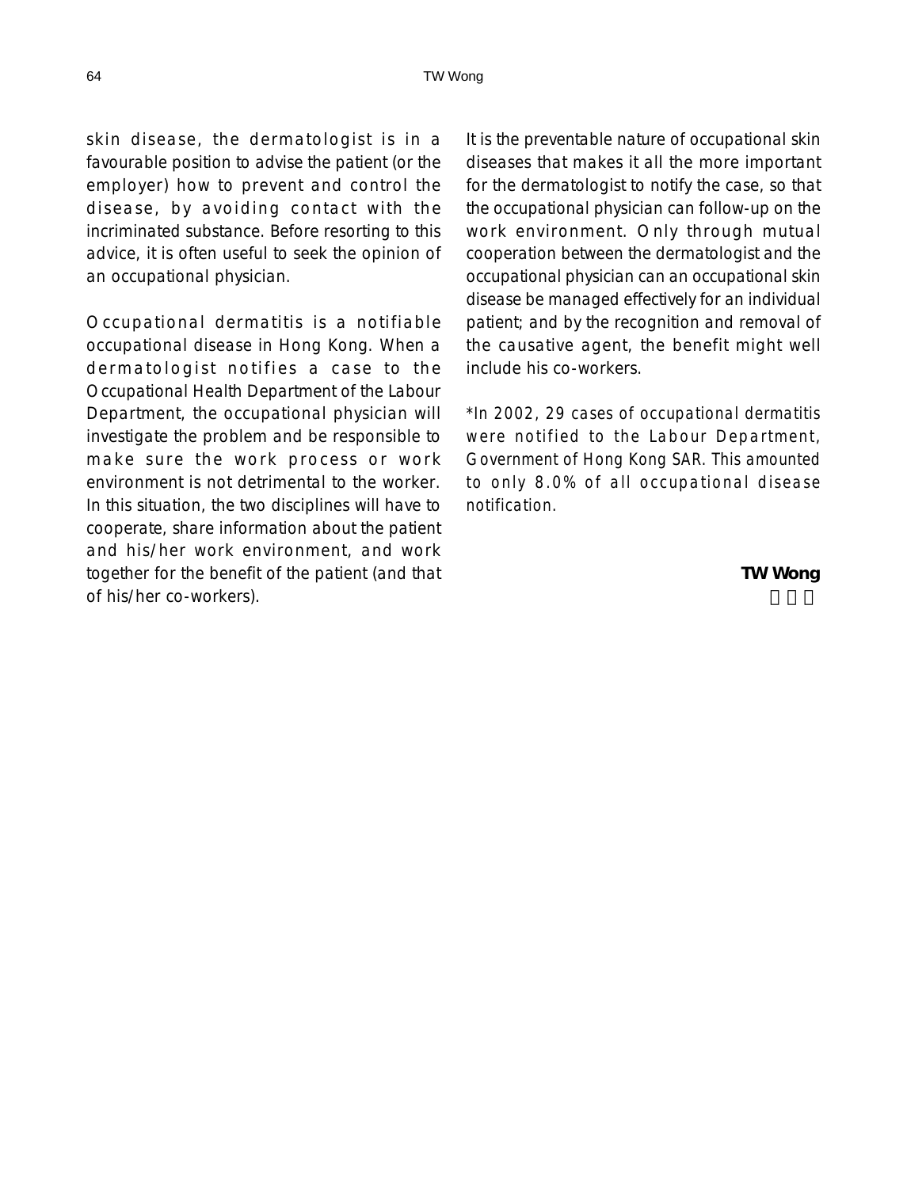skin disease, the dermatologist is in a favourable position to advise the patient (or the employer) how to prevent and control the disease, by avoiding contact with the incriminated substance. Before resorting to this advice, it is often useful to seek the opinion of an occupational physician.

Occupational dermatitis is a notifiable occupational disease in Hong Kong. When a dermatologist notifies a case to the Occupational Health Department of the Labour Department, the occupational physician will investigate the problem and be responsible to make sure the work process or work environment is not detrimental to the worker. In this situation, the two disciplines will have to cooperate, share information about the patient and his/her work environment, and work together for the benefit of the patient (and that of his/her co-workers).

It is the preventable nature of occupational skin diseases that makes it all the more important for the dermatologist to notify the case, so that the occupational physician can follow-up on the work environment. Only through mutual cooperation between the dermatologist and the occupational physician can an occupational skin disease be managed effectively for an individual patient; and by the recognition and removal of the causative agent, the benefit might well include his co-workers.

*In 2002, 29 cases of occupational dermatitis were notified to the Labour Department, Government of Hong Kong SAR. This amounted to only 8.0% of all occupational disease notification.

**TW Wong**